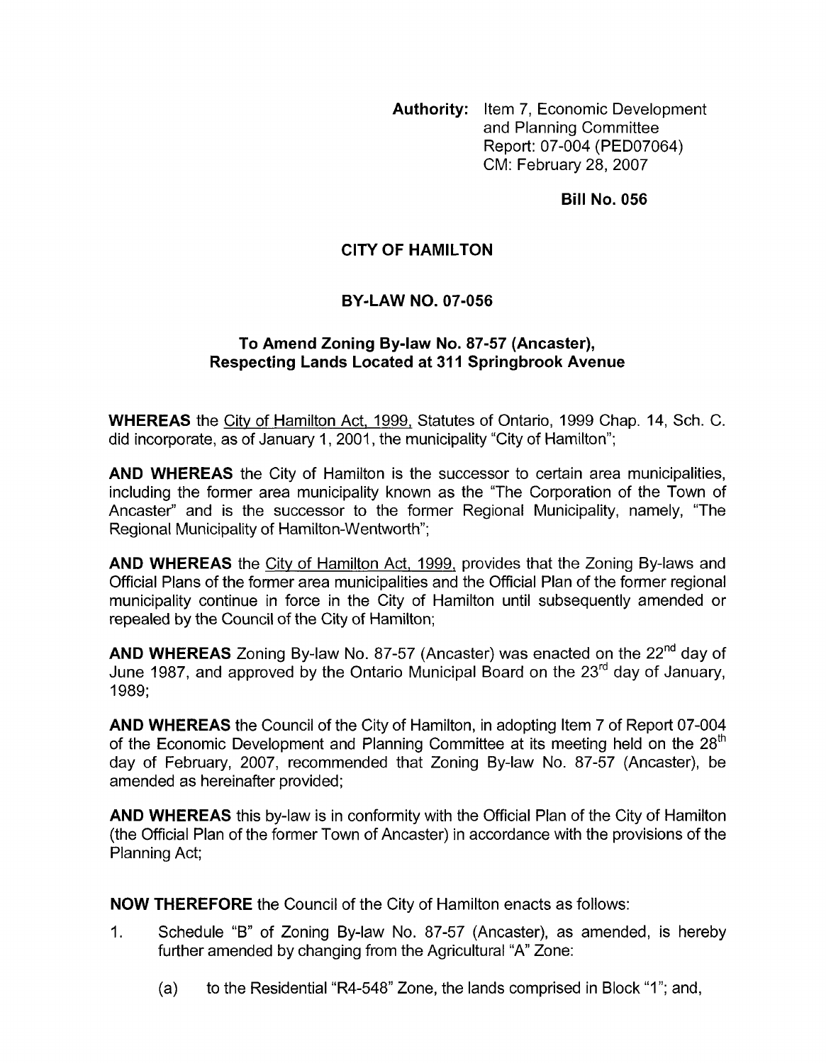**Authority:** Item 7, Economic Development and Planning Committee
Report: 07-004 (PED07064)
CM: February 28, 2007

**Bill No. 056**

# CITY OF HAMILTON

## BY-LAW NO. 07-056

### To Amend Zoning By-law No. 87-57 (Ancaster), Respecting Lands Located at 311 Springbrook Avenue

**WHEREAS** the City of Hamilton Act, 1999, Statutes of Ontario, 1999 Chap. 14, Sch. C. did incorporate, as of January 1, 2001, the municipality "City of Hamilton";

**AND WHEREAS** the City of Hamilton is the successor to certain area municipalities, including the former area municipality known as the "The Corporation of the Town of Ancaster" and is the successor to the former Regional Municipality, namely, "The Regional Municipality of Hamilton-Wentworth";

**AND WHEREAS** the City of Hamilton Act, 1999, provides that the Zoning By-laws and Official Plans of the former area municipalities and the Official Plan of the former regional municipality continue in force in the City of Hamilton until subsequently amended or repealed by the Council of the City of Hamilton;

**AND WHEREAS** Zoning By-law No. 87-57 (Ancaster) was enacted on the 22nd day of June 1987, and approved by the Ontario Municipal Board on the 23rd day of January, 1989;

**AND WHEREAS** the Council of the City of Hamilton, in adopting Item 7 of Report 07-004 of the Economic Development and Planning Committee at its meeting held on the 28th day of February, 2007, recommended that Zoning By-law No. 87-57 (Ancaster), be amended as hereinafter provided;

**AND WHEREAS** this by-law is in conformity with the Official Plan of the City of Hamilton (the Official Plan of the former Town of Ancaster) in accordance with the provisions of the Planning Act;

**NOW THEREFORE** the Council of the City of Hamilton enacts as follows:

1. Schedule "B" of Zoning By-law No. 87-57 (Ancaster), as amended, is hereby further amended by changing from the Agricultural "A" Zone:

   (a) to the Residential "R4-548" Zone, the lands comprised in Block "1"; and,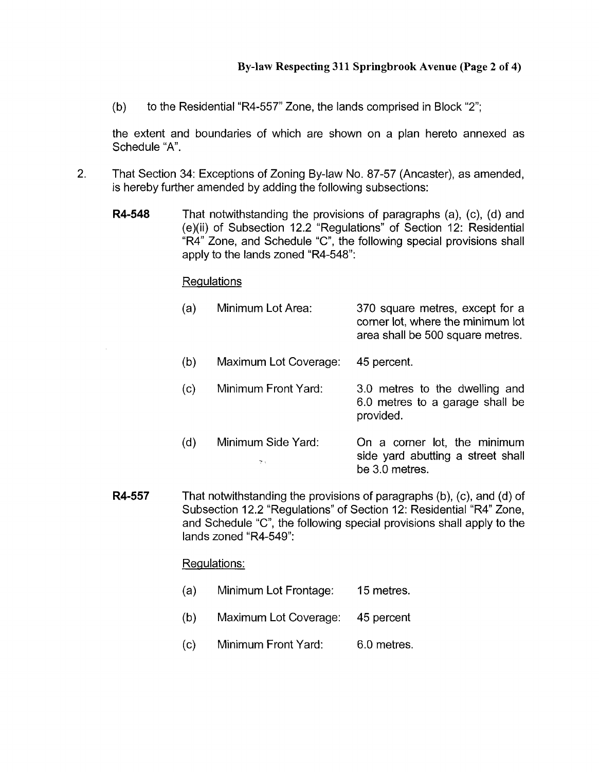(b) to the Residential "R4-557" Zone, the lands comprised in Block "2";

the extent and boundaries of which are shown on a plan hereto annexed as Schedule "A".

2. That Section 34: Exceptions of Zoning By-law No. 87-57 (Ancaster), as amended, is hereby further amended by adding the following subsections:

**R4-548** That notwithstanding the provisions of paragraphs (a), (c), (d) and (e)(ii) of Subsection 12.2 "Regulations" of Section 12: Residential "R4" Zone, and Schedule "C", the following special provisions shall apply to the lands zoned "R4-548":

Regulations

| | | |
|---|---|---|
| (a) | Minimum Lot Area: | 370 square metres, except for a corner lot, where the minimum lot area shall be 500 square metres. |
| (b) | Maximum Lot Coverage: | 45 percent. |
| (c) | Minimum Front Yard: | 3.0 metres to the dwelling and 6.0 metres to a garage shall be provided. |
| (d) | Minimum Side Yard: | On a corner lot, the minimum side yard abutting a street shall be 3.0 metres. |

**R4-557** That notwithstanding the provisions of paragraphs (b), (c), and (d) of Subsection 12.2 "Regulations" of Section 12: Residential "R4" Zone, and Schedule "C", the following special provisions shall apply to the lands zoned "R4-549":

Regulations:

| | | |
|---|---|---|
| (a) | Minimum Lot Frontage: | 15 metres. |
| (b) | Maximum Lot Coverage: | 45 percent |
| (c) | Minimum Front Yard: | 6.0 metres. |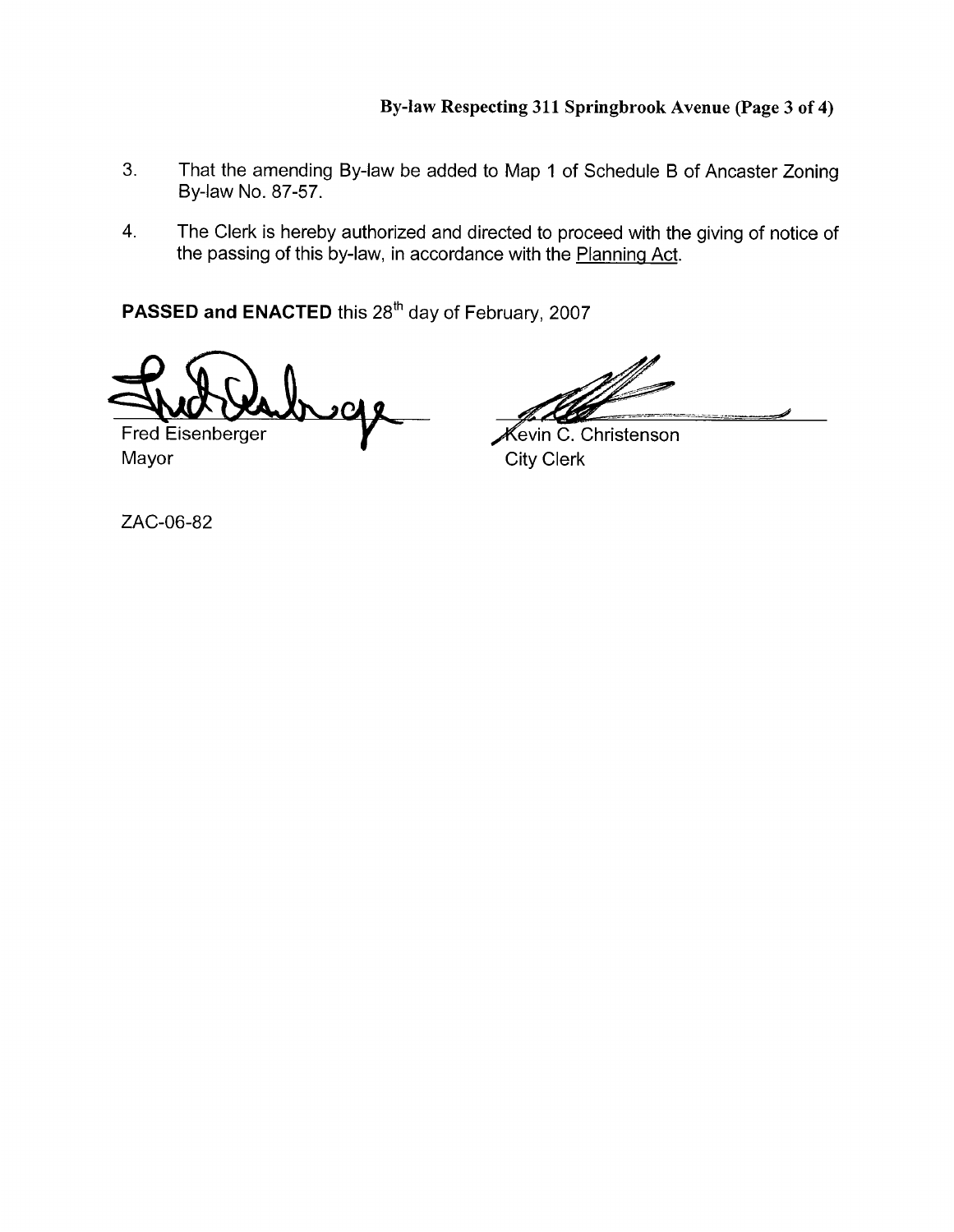3. That the amending By-law be added to Map 1 of Schedule B of Ancaster Zoning By-law No. 87-57.

4. The Clerk is hereby authorized and directed to proceed with the giving of notice of the passing of this by-law, in accordance with the Planning Act.

**PASSED and ENACTED** this 28th day of February, 2007

Fred Eisenberger
Mayor

Kevin C. Christenson
City Clerk

ZAC-06-82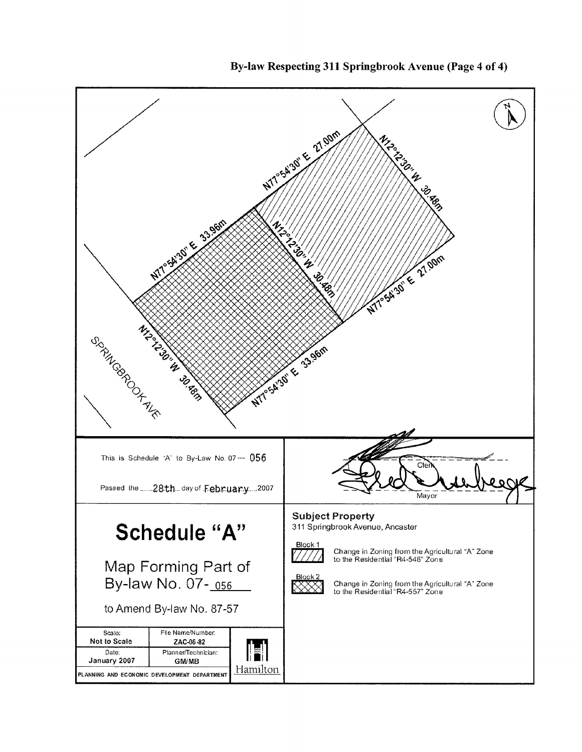# By-law Respecting 311 Springbrook Avenue (Page 4 of 4)

N

N77°54'30" E 27.00m

N12°12'30" W 30.48m

N77°54'30" E 33.96m

N12°12'30" W 30.48m

N77°54'30" E 27.00m

N12°12'30" W 30.48m

N77°54'30" E 33.96m

SPRINGBROOK AVE

This is Schedule "A" to By-Law No. 07— 056

Passed the 28th day of February 2007

Clerk

Mayor

## Schedule "A"

Map Forming Part of By-law No. 07- 056

to Amend By-law No. 87-57

| | |
|---|---|
| Scale: **Not to Scale** | File Name/Number: **ZAC-06-82** |
| Date: **January 2007** | Planner/Technician: **GM/MB** |

PLANNING AND ECONOMIC DEVELOPMENT DEPARTMENT

Hamilton

**Subject Property**

311 Springbrook Avenue, Ancaster

Block 1 — Change in Zoning from the Agricultural "A" Zone to the Residential "R4-548" Zone

Block 2 — Change in Zoning from the Agricultural "A" Zone to the Residential "R4-557" Zone